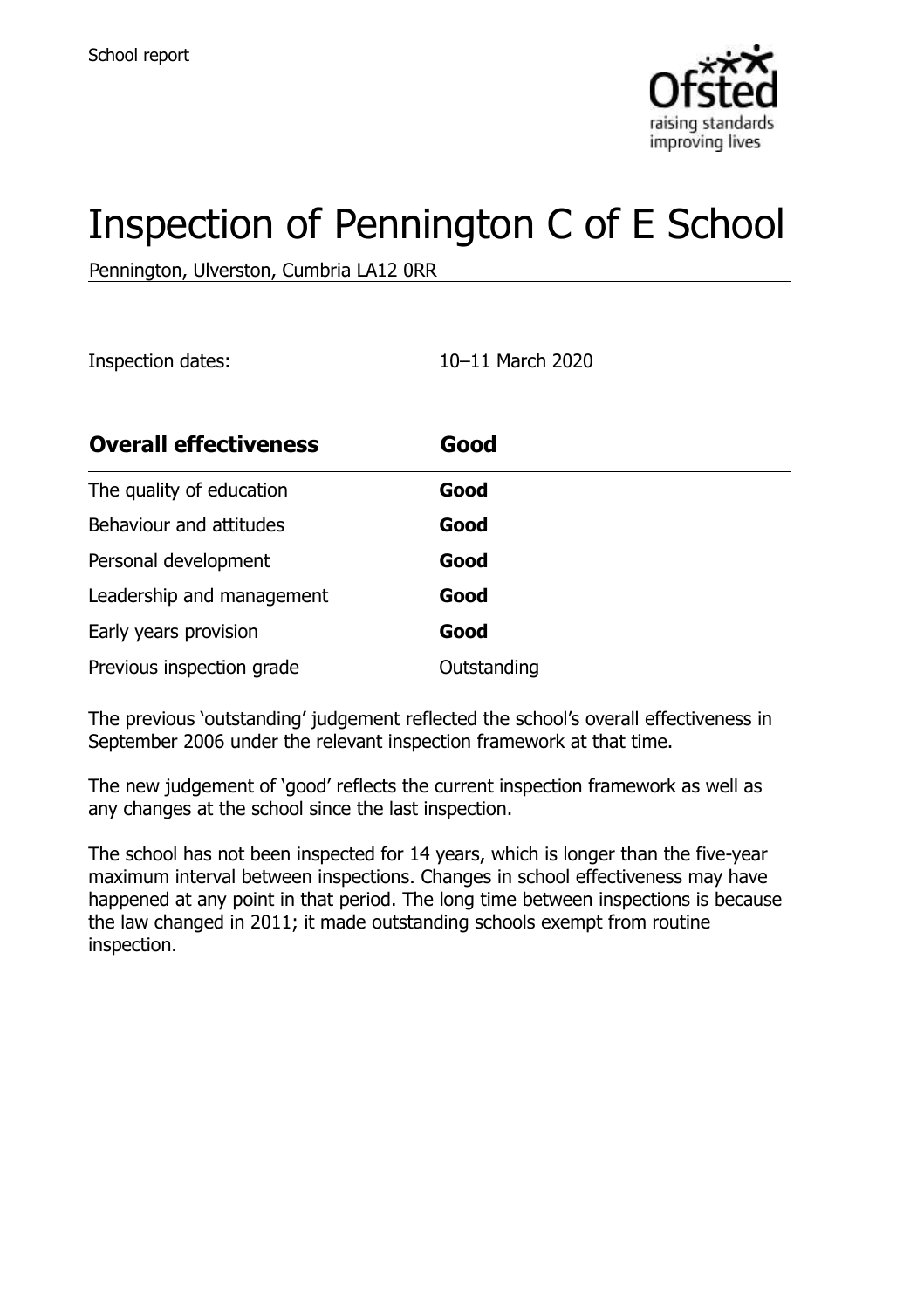School report

# Inspection of Pennington C of E School

Pennington, Ulverston, Cumbria LA12 0RR

Inspection dates: 10–11 March 2020

| **Overall effectiveness** | **Good** |
|---|---|
| The quality of education | **Good** |
| Behaviour and attitudes | **Good** |
| Personal development | **Good** |
| Leadership and management | **Good** |
| Early years provision | **Good** |
| Previous inspection grade | Outstanding |

The previous 'outstanding' judgement reflected the school's overall effectiveness in September 2006 under the relevant inspection framework at that time.

The new judgement of 'good' reflects the current inspection framework as well as any changes at the school since the last inspection.

The school has not been inspected for 14 years, which is longer than the five-year maximum interval between inspections. Changes in school effectiveness may have happened at any point in that period. The long time between inspections is because the law changed in 2011; it made outstanding schools exempt from routine inspection.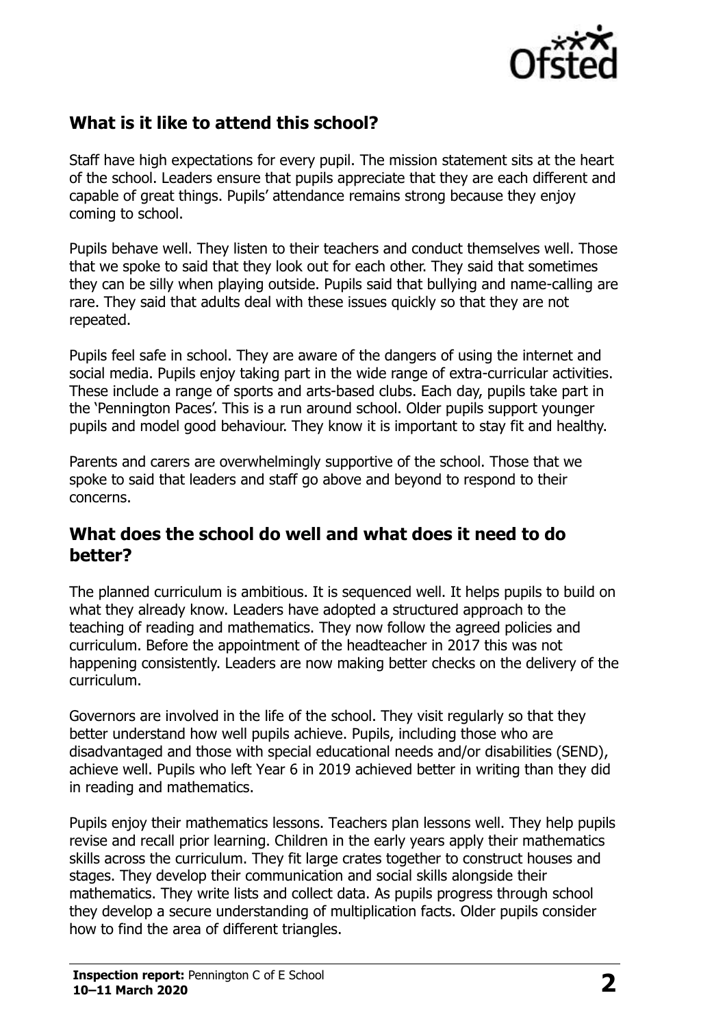## What is it like to attend this school?

Staff have high expectations for every pupil. The mission statement sits at the heart of the school. Leaders ensure that pupils appreciate that they are each different and capable of great things. Pupils' attendance remains strong because they enjoy coming to school.

Pupils behave well. They listen to their teachers and conduct themselves well. Those that we spoke to said that they look out for each other. They said that sometimes they can be silly when playing outside. Pupils said that bullying and name-calling are rare. They said that adults deal with these issues quickly so that they are not repeated.

Pupils feel safe in school. They are aware of the dangers of using the internet and social media. Pupils enjoy taking part in the wide range of extra-curricular activities. These include a range of sports and arts-based clubs. Each day, pupils take part in the 'Pennington Paces'. This is a run around school. Older pupils support younger pupils and model good behaviour. They know it is important to stay fit and healthy.

Parents and carers are overwhelmingly supportive of the school. Those that we spoke to said that leaders and staff go above and beyond to respond to their concerns.

## What does the school do well and what does it need to do better?

The planned curriculum is ambitious. It is sequenced well. It helps pupils to build on what they already know. Leaders have adopted a structured approach to the teaching of reading and mathematics. They now follow the agreed policies and curriculum. Before the appointment of the headteacher in 2017 this was not happening consistently. Leaders are now making better checks on the delivery of the curriculum.

Governors are involved in the life of the school. They visit regularly so that they better understand how well pupils achieve. Pupils, including those who are disadvantaged and those with special educational needs and/or disabilities (SEND), achieve well. Pupils who left Year 6 in 2019 achieved better in writing than they did in reading and mathematics.

Pupils enjoy their mathematics lessons. Teachers plan lessons well. They help pupils revise and recall prior learning. Children in the early years apply their mathematics skills across the curriculum. They fit large crates together to construct houses and stages. They develop their communication and social skills alongside their mathematics. They write lists and collect data. As pupils progress through school they develop a secure understanding of multiplication facts. Older pupils consider how to find the area of different triangles.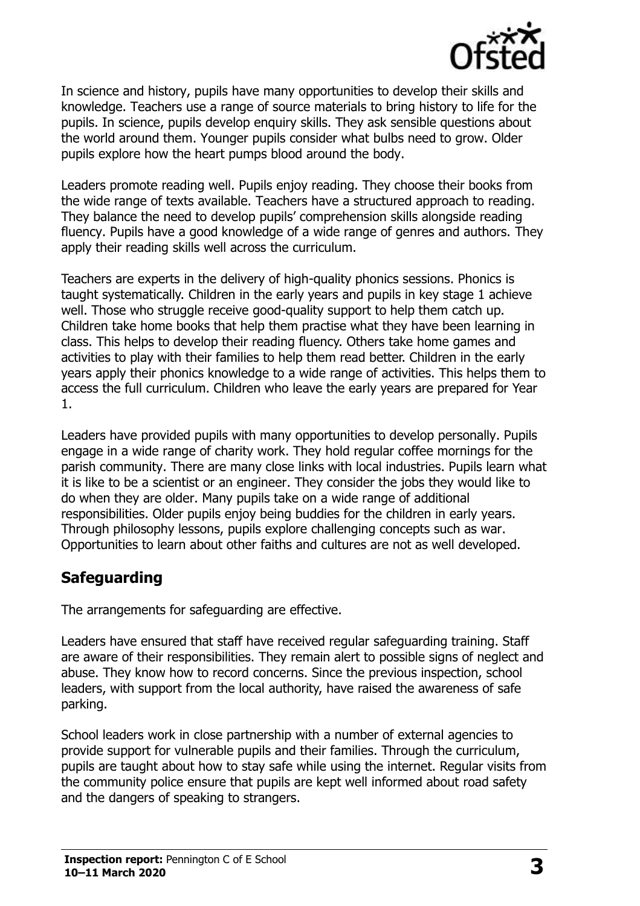In science and history, pupils have many opportunities to develop their skills and knowledge. Teachers use a range of source materials to bring history to life for the pupils. In science, pupils develop enquiry skills. They ask sensible questions about the world around them. Younger pupils consider what bulbs need to grow. Older pupils explore how the heart pumps blood around the body.

Leaders promote reading well. Pupils enjoy reading. They choose their books from the wide range of texts available. Teachers have a structured approach to reading. They balance the need to develop pupils' comprehension skills alongside reading fluency. Pupils have a good knowledge of a wide range of genres and authors. They apply their reading skills well across the curriculum.

Teachers are experts in the delivery of high-quality phonics sessions. Phonics is taught systematically. Children in the early years and pupils in key stage 1 achieve well. Those who struggle receive good-quality support to help them catch up. Children take home books that help them practise what they have been learning in class. This helps to develop their reading fluency. Others take home games and activities to play with their families to help them read better. Children in the early years apply their phonics knowledge to a wide range of activities. This helps them to access the full curriculum. Children who leave the early years are prepared for Year 1.

Leaders have provided pupils with many opportunities to develop personally. Pupils engage in a wide range of charity work. They hold regular coffee mornings for the parish community. There are many close links with local industries. Pupils learn what it is like to be a scientist or an engineer. They consider the jobs they would like to do when they are older. Many pupils take on a wide range of additional responsibilities. Older pupils enjoy being buddies for the children in early years. Through philosophy lessons, pupils explore challenging concepts such as war. Opportunities to learn about other faiths and cultures are not as well developed.

## Safeguarding

The arrangements for safeguarding are effective.

Leaders have ensured that staff have received regular safeguarding training. Staff are aware of their responsibilities. They remain alert to possible signs of neglect and abuse. They know how to record concerns. Since the previous inspection, school leaders, with support from the local authority, have raised the awareness of safe parking.

School leaders work in close partnership with a number of external agencies to provide support for vulnerable pupils and their families. Through the curriculum, pupils are taught about how to stay safe while using the internet. Regular visits from the community police ensure that pupils are kept well informed about road safety and the dangers of speaking to strangers.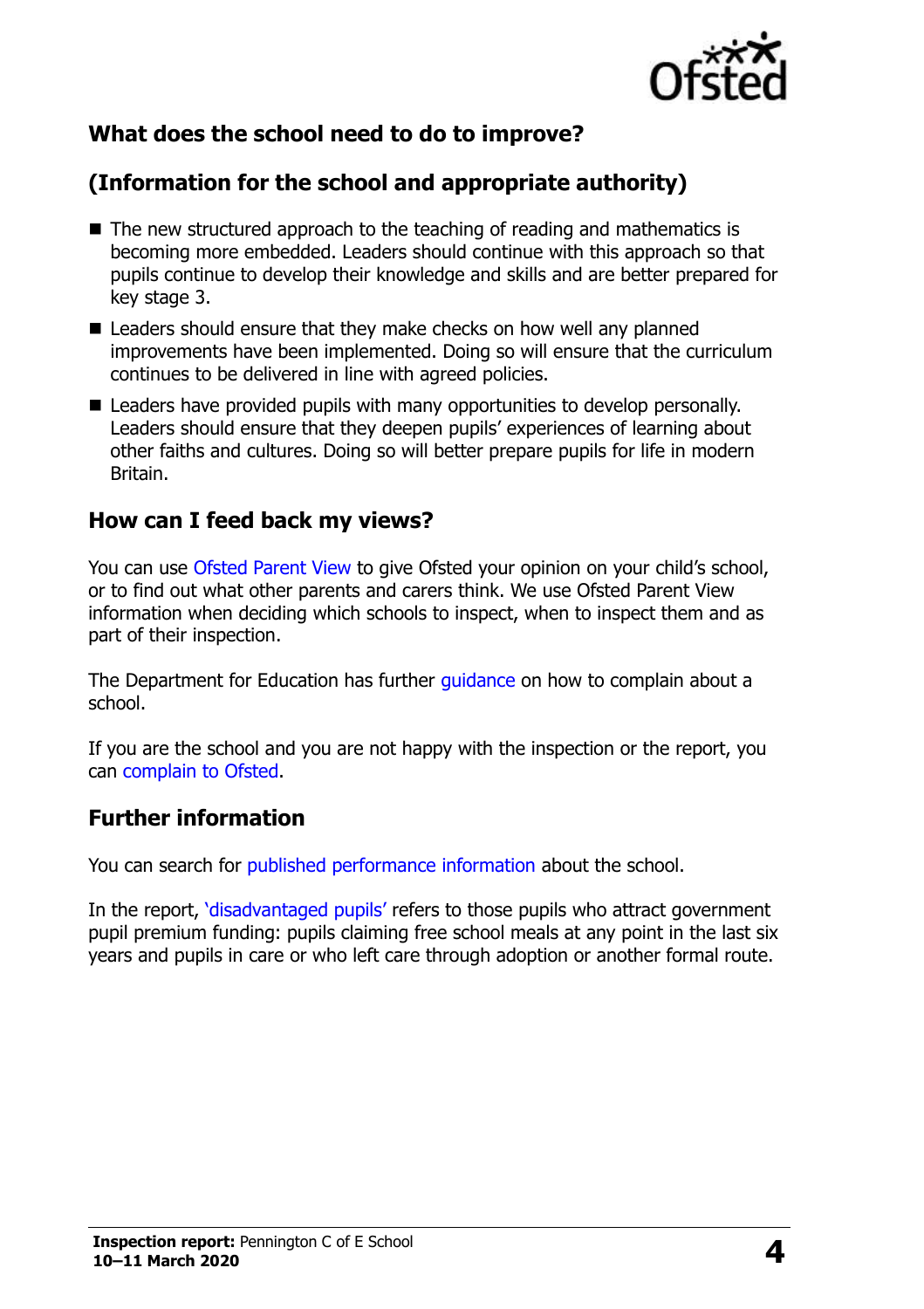## What does the school need to do to improve?

## (Information for the school and appropriate authority)

- The new structured approach to the teaching of reading and mathematics is becoming more embedded. Leaders should continue with this approach so that pupils continue to develop their knowledge and skills and are better prepared for key stage 3.
- Leaders should ensure that they make checks on how well any planned improvements have been implemented. Doing so will ensure that the curriculum continues to be delivered in line with agreed policies.
- Leaders have provided pupils with many opportunities to develop personally. Leaders should ensure that they deepen pupils' experiences of learning about other faiths and cultures. Doing so will better prepare pupils for life in modern Britain.

## How can I feed back my views?

You can use Ofsted Parent View to give Ofsted your opinion on your child's school, or to find out what other parents and carers think. We use Ofsted Parent View information when deciding which schools to inspect, when to inspect them and as part of their inspection.

The Department for Education has further guidance on how to complain about a school.

If you are the school and you are not happy with the inspection or the report, you can complain to Ofsted.

## Further information

You can search for published performance information about the school.

In the report, 'disadvantaged pupils' refers to those pupils who attract government pupil premium funding: pupils claiming free school meals at any point in the last six years and pupils in care or who left care through adoption or another formal route.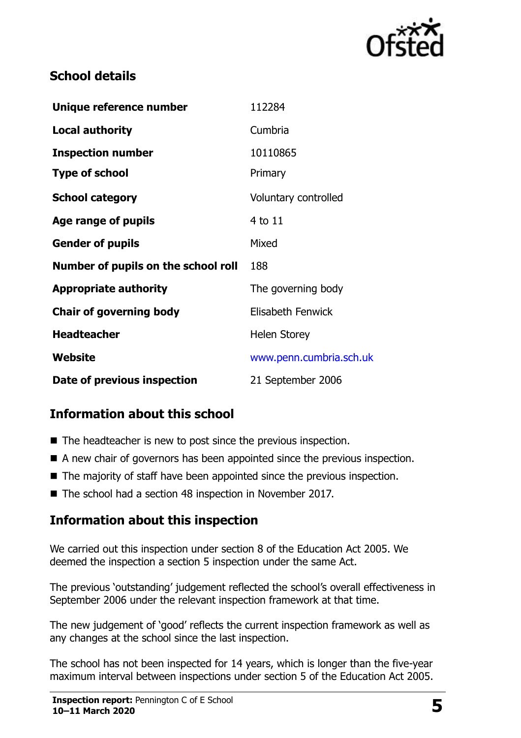## School details

| | |
|---|---|
| **Unique reference number** | 112284 |
| **Local authority** | Cumbria |
| **Inspection number** | 10110865 |
| **Type of school** | Primary |
| **School category** | Voluntary controlled |
| **Age range of pupils** | 4 to 11 |
| **Gender of pupils** | Mixed |
| **Number of pupils on the school roll** | 188 |
| **Appropriate authority** | The governing body |
| **Chair of governing body** | Elisabeth Fenwick |
| **Headteacher** | Helen Storey |
| **Website** | www.penn.cumbria.sch.uk |
| **Date of previous inspection** | 21 September 2006 |

## Information about this school

- The headteacher is new to post since the previous inspection.
- A new chair of governors has been appointed since the previous inspection.
- The majority of staff have been appointed since the previous inspection.
- The school had a section 48 inspection in November 2017.

## Information about this inspection

We carried out this inspection under section 8 of the Education Act 2005. We deemed the inspection a section 5 inspection under the same Act.

The previous 'outstanding' judgement reflected the school's overall effectiveness in September 2006 under the relevant inspection framework at that time.

The new judgement of 'good' reflects the current inspection framework as well as any changes at the school since the last inspection.

The school has not been inspected for 14 years, which is longer than the five-year maximum interval between inspections under section 5 of the Education Act 2005.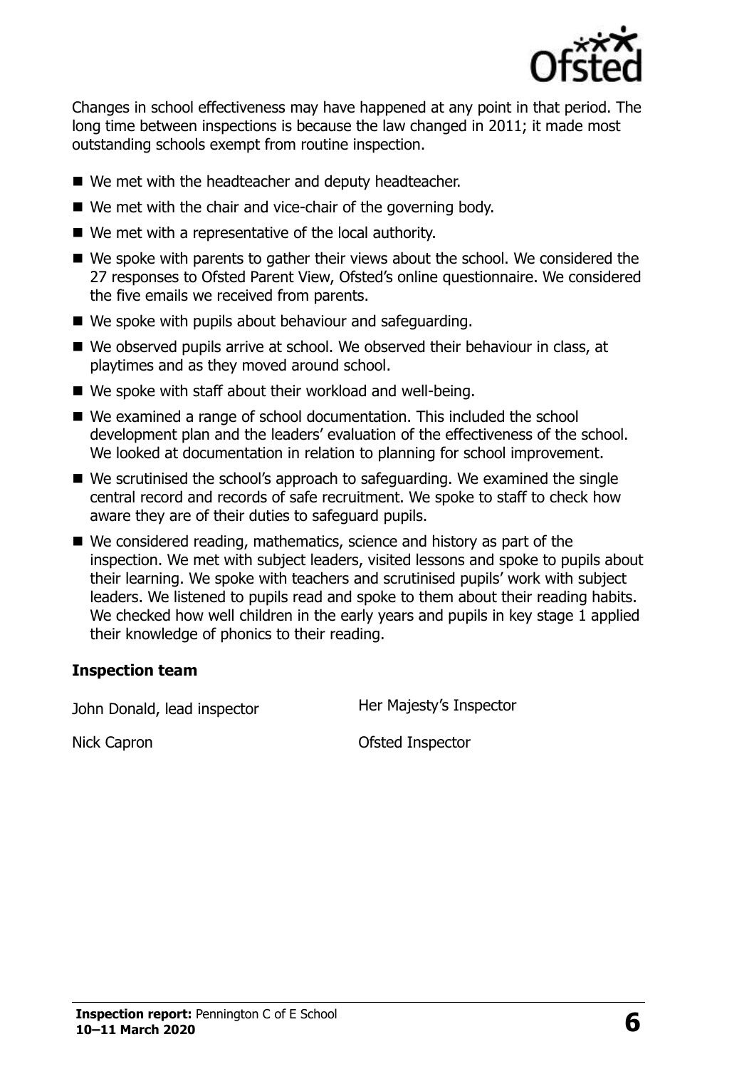Changes in school effectiveness may have happened at any point in that period. The long time between inspections is because the law changed in 2011; it made most outstanding schools exempt from routine inspection.

- We met with the headteacher and deputy headteacher.
- We met with the chair and vice-chair of the governing body.
- We met with a representative of the local authority.
- We spoke with parents to gather their views about the school. We considered the 27 responses to Ofsted Parent View, Ofsted's online questionnaire. We considered the five emails we received from parents.
- We spoke with pupils about behaviour and safeguarding.
- We observed pupils arrive at school. We observed their behaviour in class, at playtimes and as they moved around school.
- We spoke with staff about their workload and well-being.
- We examined a range of school documentation. This included the school development plan and the leaders' evaluation of the effectiveness of the school. We looked at documentation in relation to planning for school improvement.
- We scrutinised the school's approach to safeguarding. We examined the single central record and records of safe recruitment. We spoke to staff to check how aware they are of their duties to safeguard pupils.
- We considered reading, mathematics, science and history as part of the inspection. We met with subject leaders, visited lessons and spoke to pupils about their learning. We spoke with teachers and scrutinised pupils' work with subject leaders. We listened to pupils read and spoke to them about their reading habits. We checked how well children in the early years and pupils in key stage 1 applied their knowledge of phonics to their reading.

### Inspection team

| | |
|---|---|
| John Donald, lead inspector | Her Majesty's Inspector |
| Nick Capron | Ofsted Inspector |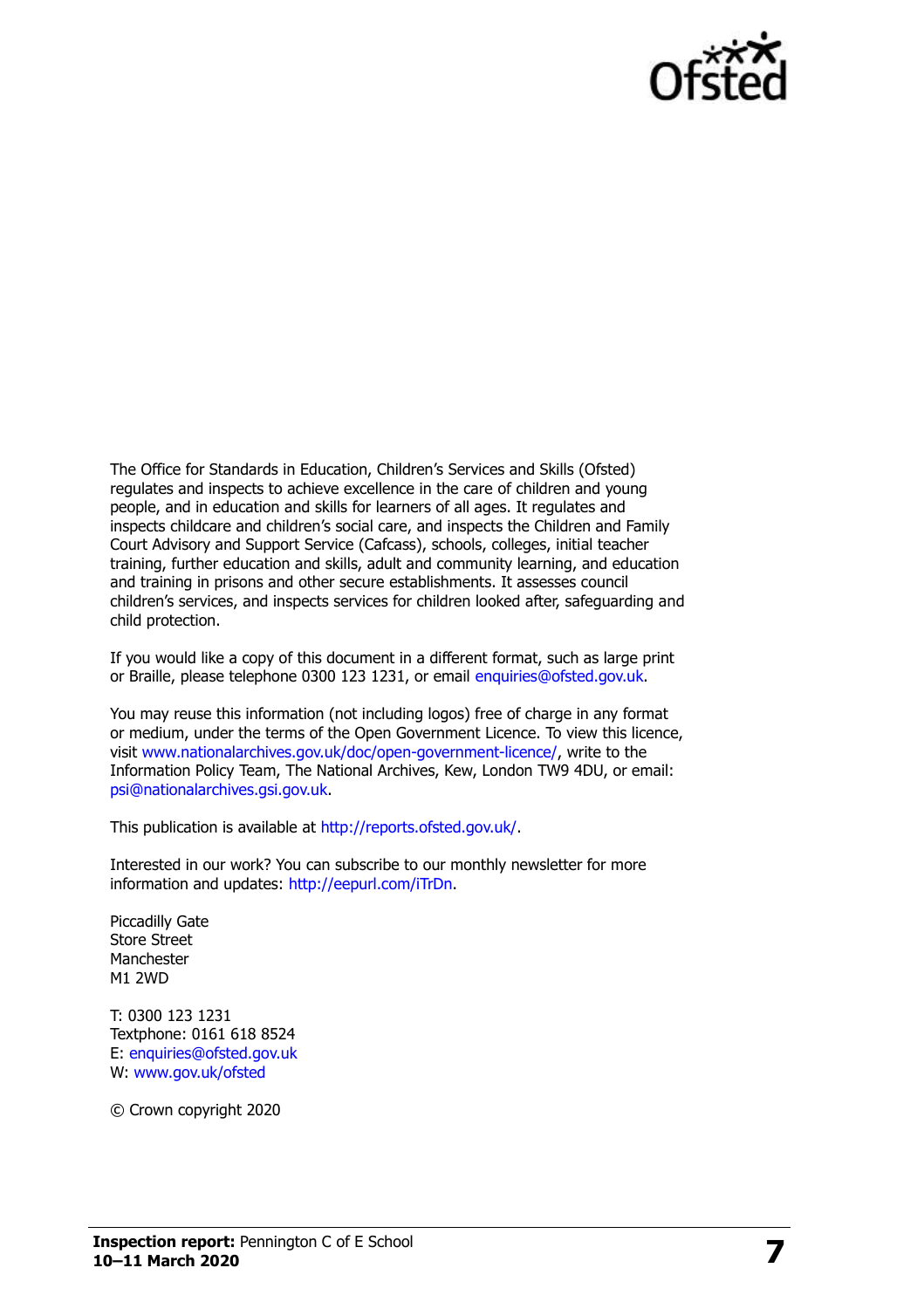The Office for Standards in Education, Children's Services and Skills (Ofsted) regulates and inspects to achieve excellence in the care of children and young people, and in education and skills for learners of all ages. It regulates and inspects childcare and children's social care, and inspects the Children and Family Court Advisory and Support Service (Cafcass), schools, colleges, initial teacher training, further education and skills, adult and community learning, and education and training in prisons and other secure establishments. It assesses council children's services, and inspects services for children looked after, safeguarding and child protection.

If you would like a copy of this document in a different format, such as large print or Braille, please telephone 0300 123 1231, or email enquiries@ofsted.gov.uk.

You may reuse this information (not including logos) free of charge in any format or medium, under the terms of the Open Government Licence. To view this licence, visit www.nationalarchives.gov.uk/doc/open-government-licence/, write to the Information Policy Team, The National Archives, Kew, London TW9 4DU, or email: psi@nationalarchives.gsi.gov.uk.

This publication is available at http://reports.ofsted.gov.uk/.

Interested in our work? You can subscribe to our monthly newsletter for more information and updates: http://eepurl.com/iTrDn.

Piccadilly Gate
Store Street
Manchester
M1 2WD

T: 0300 123 1231
Textphone: 0161 618 8524
E: enquiries@ofsted.gov.uk
W: www.gov.uk/ofsted

© Crown copyright 2020